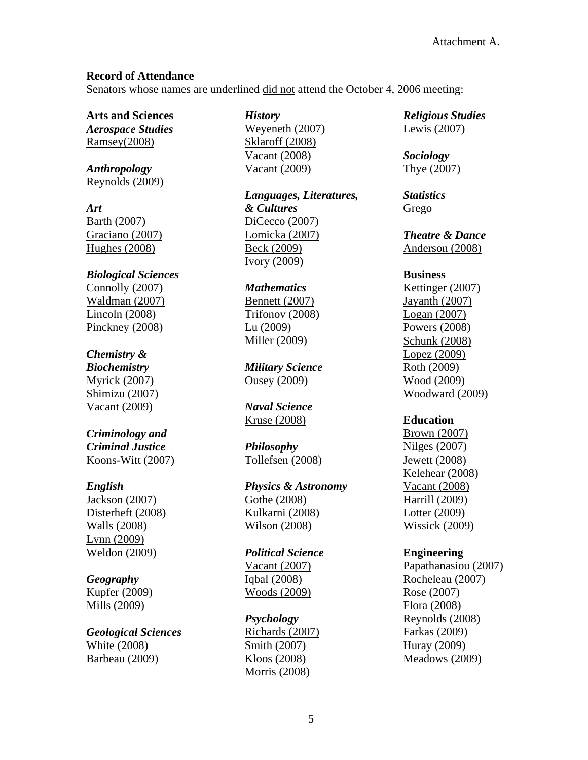Attachment A.

**Record of Attendance**

Senators whose names are underlined <u>did not</u> attend the October 4, 2006 meeting:

**Arts and Sciences**

***Aerospace Studies***
<u>Ramsey(2008)</u>

***Anthropology***
Reynolds (2009)

***Art***
Barth (2007)
<u>Graciano (2007)</u>
<u>Hughes (2008)</u>

***Biological Sciences***
Connolly (2007)
<u>Waldman (2007)</u>
Lincoln (2008)
Pinckney (2008)

***Chemistry & Biochemistry***
Myrick (2007)
<u>Shimizu (2007)</u>
<u>Vacant (2009)</u>

***Criminology and Criminal Justice***
Koons-Witt (2007)

***English***
<u>Jackson (2007)</u>
Disterheft (2008)
<u>Walls (2008)</u>
<u>Lynn (2009)</u>
Weldon (2009)

***Geography***
Kupfer (2009)
<u>Mills (2009)</u>

***Geological Sciences***
White (2008)
<u>Barbeau (2009)</u>

***History***
<u>Weyeneth (2007)</u>
<u>Sklaroff (2008)</u>
<u>Vacant (2008)</u>
<u>Vacant (2009)</u>

***Languages, Literatures, & Cultures***
DiCecco (2007)
<u>Lomicka (2007)</u>
<u>Beck (2009)</u>
<u>Ivory (2009)</u>

***Mathematics***
<u>Bennett (2007)</u>
Trifonov (2008)
Lu (2009)
Miller (2009)

***Military Science***
Ousey (2009)

***Naval Science***
<u>Kruse (2008)</u>

***Philosophy***
Tollefsen (2008)

***Physics & Astronomy***
Gothe (2008)
Kulkarni (2008)
Wilson (2008)

***Political Science***
<u>Vacant (2007)</u>
Iqbal (2008)
<u>Woods (2009)</u>

***Psychology***
<u>Richards (2007)</u>
<u>Smith (2007)</u>
<u>Kloos (2008)</u>
<u>Morris (2008)</u>

***Religious Studies***
Lewis (2007)

***Sociology***
Thye (2007)

***Statistics***
Grego

***Theatre & Dance***
<u>Anderson (2008)</u>

**Business**
<u>Kettinger (2007)</u>
<u>Jayanth (2007)</u>
<u>Logan (2007)</u>
Powers (2008)
<u>Schunk (2008)</u>
<u>Lopez (2009)</u>
Roth (2009)
Wood (2009)
<u>Woodward (2009)</u>

**Education**
<u>Brown (2007)</u>
Nilges (2007)
Jewett (2008)
Kelehear (2008)
<u>Vacant (2008)</u>
Harrill (2009)
Lotter (2009)
<u>Wissick (2009)</u>

**Engineering**
Papathanasiou (2007)
Rocheleau (2007)
Rose (2007)
Flora (2008)
<u>Reynolds (2008)</u>
Farkas (2009)
<u>Huray (2009)</u>
<u>Meadows (2009)</u>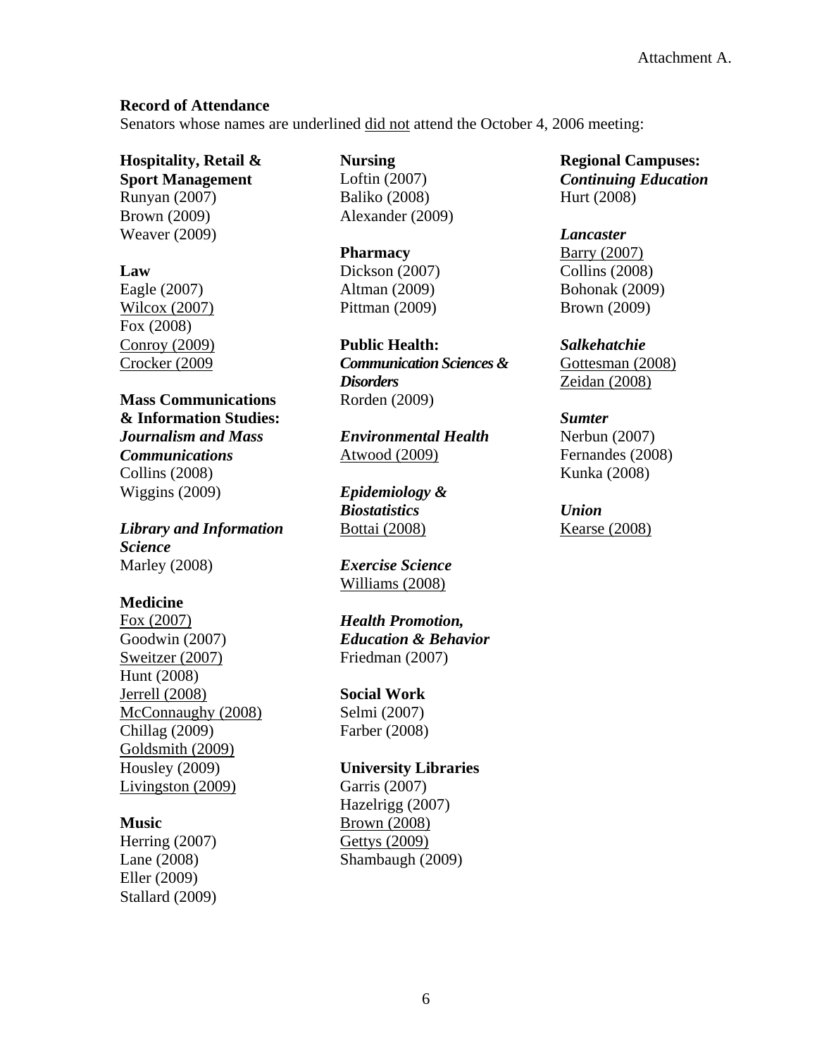Attachment A.

**Record of Attendance**
Senators whose names are underlined <u>did not</u> attend the October 4, 2006 meeting:

**Hospitality, Retail & Sport Management**
Runyan (2007)
Brown (2009)
Weaver (2009)

**Law**
Eagle (2007)
<u>Wilcox (2007)</u>
Fox (2008)
<u>Conroy (2009)</u>
<u>Crocker (2009</u>

**Mass Communications & Information Studies:**
***Journalism and Mass Communications***
Collins (2008)
Wiggins (2009)

***Library and Information Science***
Marley (2008)

**Medicine**
<u>Fox (2007)</u>
Goodwin (2007)
<u>Sweitzer (2007)</u>
Hunt (2008)
<u>Jerrell (2008)</u>
<u>McConnaughy (2008)</u>
Chillag (2009)
<u>Goldsmith (2009)</u>
Housley (2009)
<u>Livingston (2009)</u>

**Music**
Herring (2007)
Lane (2008)
Eller (2009)
Stallard (2009)

**Nursing**
Loftin (2007)
Baliko (2008)
Alexander (2009)

**Pharmacy**
Dickson (2007)
Altman (2009)
Pittman (2009)

**Public Health:**
***Communication Sciences & Disorders***
Rorden (2009)

***Environmental Health***
<u>Atwood (2009)</u>

***Epidemiology & Biostatistics***
<u>Bottai (2008)</u>

***Exercise Science***
<u>Williams (2008)</u>

***Health Promotion, Education & Behavior***
Friedman (2007)

**Social Work**
Selmi (2007)
Farber (2008)

**University Libraries**
Garris (2007)
Hazelrigg (2007)
<u>Brown (2008)</u>
<u>Gettys (2009)</u>
Shambaugh (2009)

**Regional Campuses:**
***Continuing Education***
Hurt (2008)

***Lancaster***
<u>Barry (2007)</u>
Collins (2008)
Bohonak (2009)
Brown (2009)

***Salkehatchie***
<u>Gottesman (2008)</u>
<u>Zeidan (2008)</u>

***Sumter***
Nerbun (2007)
Fernandes (2008)
Kunka (2008)

***Union***
<u>Kearse (2008)</u>